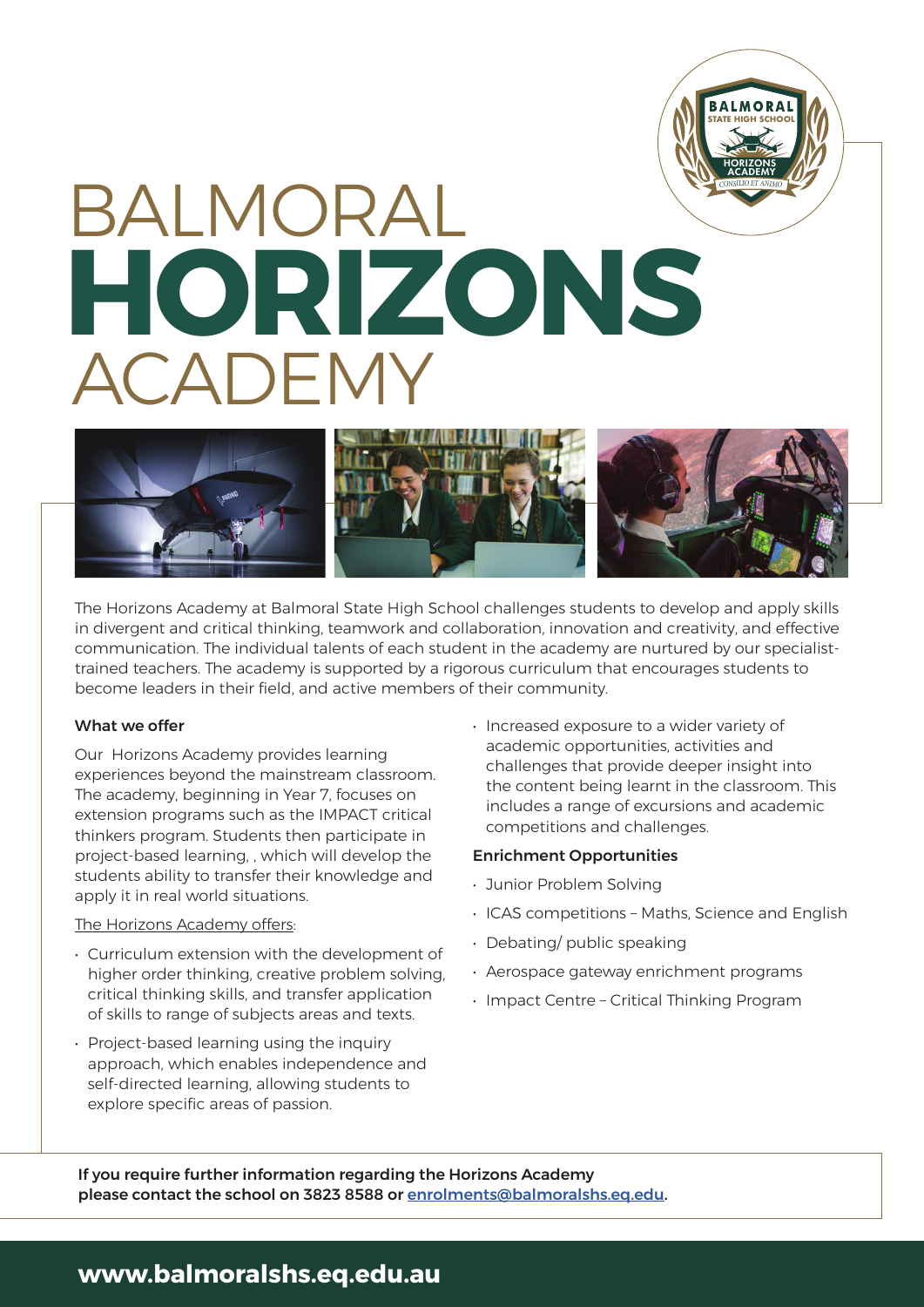# BALMORAL **HORIZONS** ACADEMY

The Horizons Academy at Balmoral State High School challenges students to develop and apply skills in divergent and critical thinking, teamwork and collaboration, innovation and creativity, and effective communication. The individual talents of each student in the academy are nurtured by our specialist-trained teachers. The academy is supported by a rigorous curriculum that encourages students to become leaders in their field, and active members of their community.

### What we offer

Our Horizons Academy provides learning experiences beyond the mainstream classroom. The academy, beginning in Year 7, focuses on extension programs such as the IMPACT critical thinkers program. Students then participate in project-based learning, , which will develop the students ability to transfer their knowledge and apply it in real world situations.

The Horizons Academy offers:

- Curriculum extension with the development of higher order thinking, creative problem solving, critical thinking skills, and transfer application of skills to range of subjects areas and texts.
- Project-based learning using the inquiry approach, which enables independence and self-directed learning, allowing students to explore specific areas of passion.
- Increased exposure to a wider variety of academic opportunities, activities and challenges that provide deeper insight into the content being learnt in the classroom. This includes a range of excursions and academic competitions and challenges.

### Enrichment Opportunities

- Junior Problem Solving
- ICAS competitions – Maths, Science and English
- Debating/ public speaking
- Aerospace gateway enrichment programs
- Impact Centre – Critical Thinking Program

**If you require further information regarding the Horizons Academy please contact the school on 3823 8588 or enrolments@balmoralshs.eq.edu.**

**www.balmoralshs.eq.edu.au**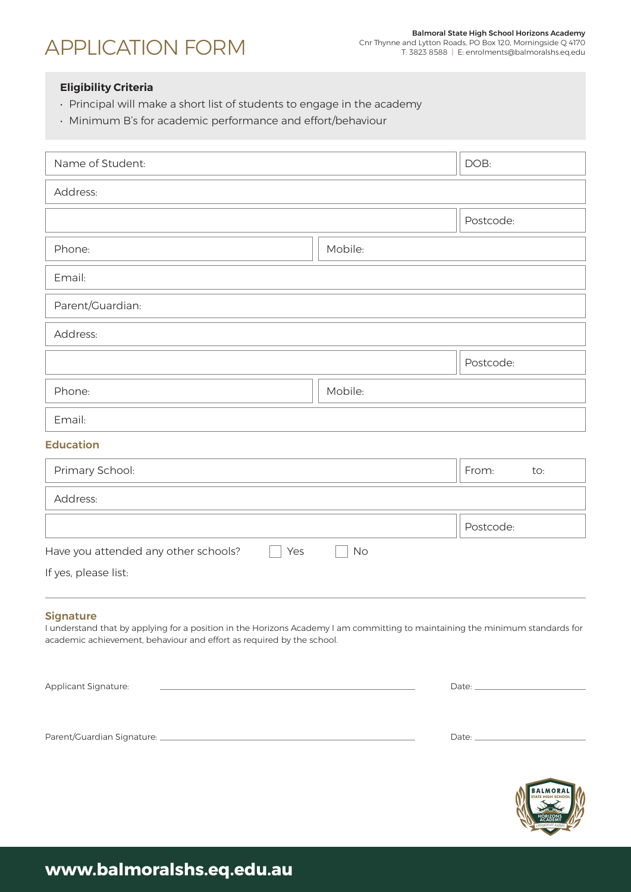# APPLICATION FORM

**Balmoral State High School Horizons Academy**
Cnr Thynne and Lytton Roads, PO Box 120, Morningside Q 4170
T: 3823 8588 | E: enrolments@balmoralshs.eq.edu

**Eligibility Criteria**

- Principal will make a short list of students to engage in the academy
- Minimum B's for academic performance and effort/behaviour

| | |
|---|---|
| Name of Student: | DOB: |
| Address: | |
| | Postcode: |
| Phone: | Mobile: |
| Email: | |
| Parent/Guardian: | |
| Address: | |
| | Postcode: |
| Phone: | Mobile: |
| Email: | |

### Education

| | |
|---|---|
| Primary School: | From: to: |
| Address: | |
| | Postcode: |

Have you attended any other schools? ☐ Yes ☐ No

If yes, please list:

### Signature

I understand that by applying for a position in the Horizons Academy I am committing to maintaining the minimum standards for academic achievement, behaviour and effort as required by the school.

Applicant Signature: ______________________________ Date: ______________

Parent/Guardian Signature: ______________________________ Date: ______________

**www.balmoralshs.eq.edu.au**